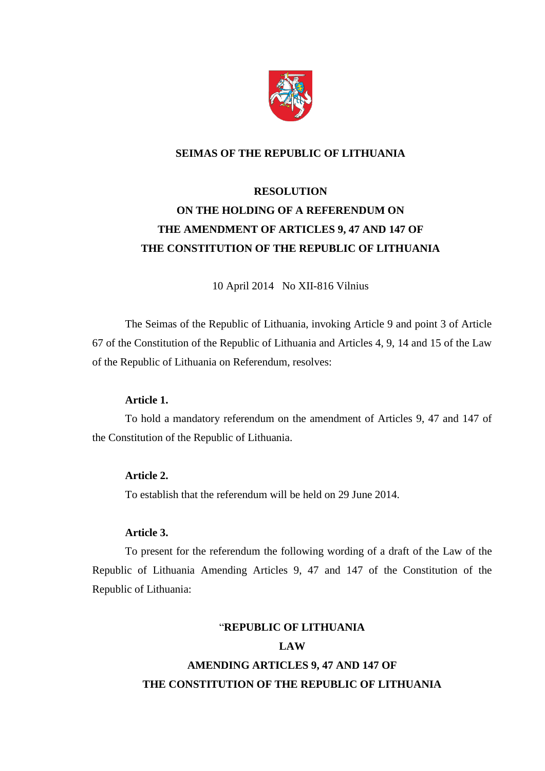**SEIMAS OF THE REPUBLIC OF LITHUANIA**

# RESOLUTION
# ON THE HOLDING OF A REFERENDUM ON THE AMENDMENT OF ARTICLES 9, 47 AND 147 OF THE CONSTITUTION OF THE REPUBLIC OF LITHUANIA

10 April 2014 No XII-816 Vilnius

The Seimas of the Republic of Lithuania, invoking Article 9 and point 3 of Article 67 of the Constitution of the Republic of Lithuania and Articles 4, 9, 14 and 15 of the Law of the Republic of Lithuania on Referendum, resolves:

**Article 1.**

To hold a mandatory referendum on the amendment of Articles 9, 47 and 147 of the Constitution of the Republic of Lithuania.

**Article 2.**

To establish that the referendum will be held on 29 June 2014.

**Article 3.**

To present for the referendum the following wording of a draft of the Law of the Republic of Lithuania Amending Articles 9, 47 and 147 of the Constitution of the Republic of Lithuania:

“**REPUBLIC OF LITHUANIA**
**LAW**
**AMENDING ARTICLES 9, 47 AND 147 OF**
**THE CONSTITUTION OF THE REPUBLIC OF LITHUANIA**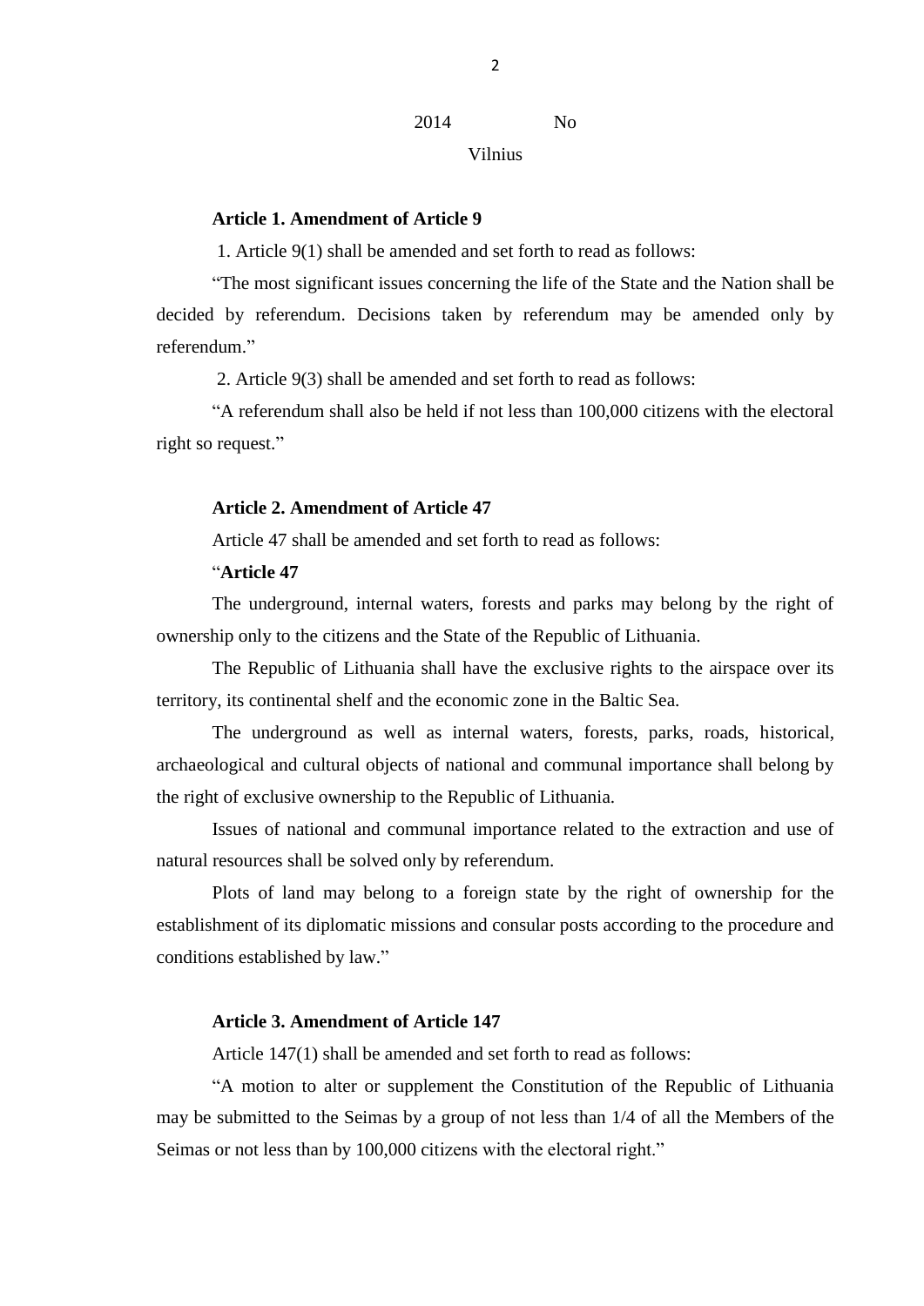2014 No

Vilnius

**Article 1. Amendment of Article 9**

1. Article 9(1) shall be amended and set forth to read as follows:

"The most significant issues concerning the life of the State and the Nation shall be decided by referendum. Decisions taken by referendum may be amended only by referendum."

2. Article 9(3) shall be amended and set forth to read as follows:

"A referendum shall also be held if not less than 100,000 citizens with the electoral right so request."

**Article 2. Amendment of Article 47**

Article 47 shall be amended and set forth to read as follows:

"**Article 47**

The underground, internal waters, forests and parks may belong by the right of ownership only to the citizens and the State of the Republic of Lithuania.

The Republic of Lithuania shall have the exclusive rights to the airspace over its territory, its continental shelf and the economic zone in the Baltic Sea.

The underground as well as internal waters, forests, parks, roads, historical, archaeological and cultural objects of national and communal importance shall belong by the right of exclusive ownership to the Republic of Lithuania.

Issues of national and communal importance related to the extraction and use of natural resources shall be solved only by referendum.

Plots of land may belong to a foreign state by the right of ownership for the establishment of its diplomatic missions and consular posts according to the procedure and conditions established by law."

**Article 3. Amendment of Article 147**

Article 147(1) shall be amended and set forth to read as follows:

"A motion to alter or supplement the Constitution of the Republic of Lithuania may be submitted to the Seimas by a group of not less than 1/4 of all the Members of the Seimas or not less than by 100,000 citizens with the electoral right."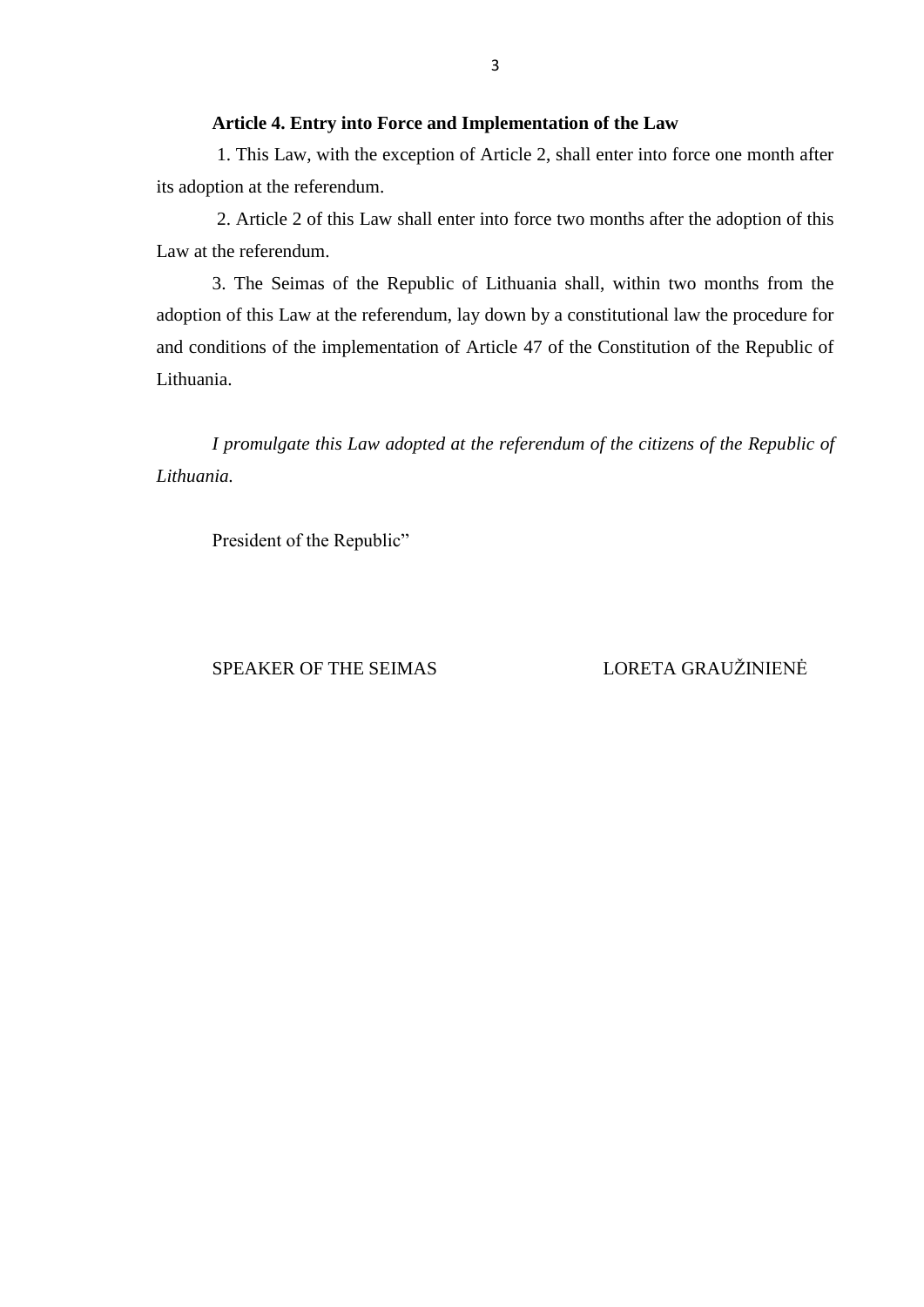**Article 4. Entry into Force and Implementation of the Law**

1. This Law, with the exception of Article 2, shall enter into force one month after its adoption at the referendum.

2. Article 2 of this Law shall enter into force two months after the adoption of this Law at the referendum.

3. The Seimas of the Republic of Lithuania shall, within two months from the adoption of this Law at the referendum, lay down by a constitutional law the procedure for and conditions of the implementation of Article 47 of the Constitution of the Republic of Lithuania.

*I promulgate this Law adopted at the referendum of the citizens of the Republic of Lithuania.*

President of the Republic"

SPEAKER OF THE SEIMAS LORETA GRAUŽINIENĖ